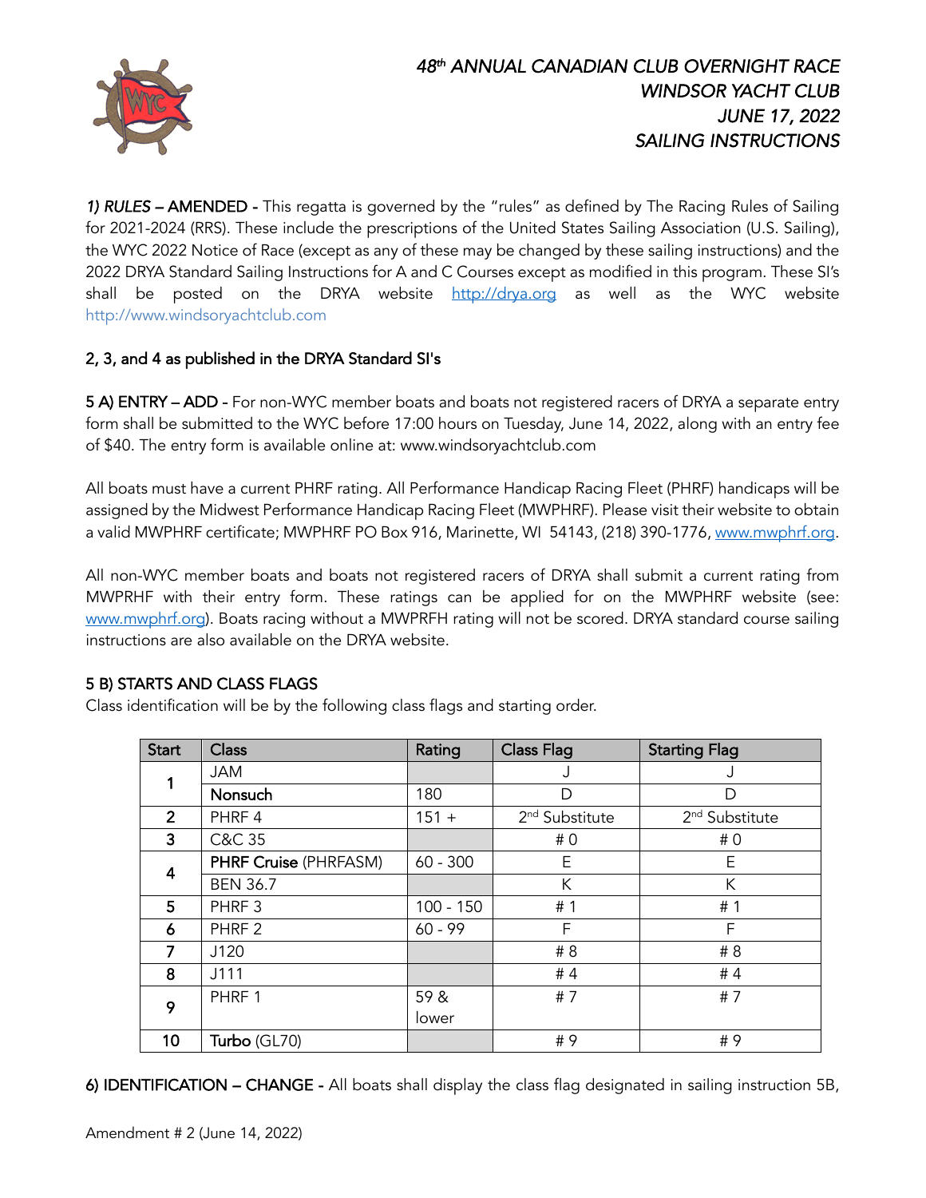# *48th ANNUAL CANADIAN CLUB OVERNIGHT RACE*
# *WINDSOR YACHT CLUB*
# *JUNE 17, 2022*
# *SAILING INSTRUCTIONS*

***1) RULES*** **– AMENDED -** This regatta is governed by the "rules" as defined by The Racing Rules of Sailing for 2021-2024 (RRS). These include the prescriptions of the United States Sailing Association (U.S. Sailing), the WYC 2022 Notice of Race (except as any of these may be changed by these sailing instructions) and the 2022 DRYA Standard Sailing Instructions for A and C Courses except as modified in this program. These SI's shall be posted on the DRYA website http://drya.org as well as the WYC website http://www.windsoryachtclub.com

**2, 3, and 4 as published in the DRYA Standard SI's**

**5 A) ENTRY – ADD -** For non-WYC member boats and boats not registered racers of DRYA a separate entry form shall be submitted to the WYC before 17:00 hours on Tuesday, June 14, 2022, along with an entry fee of $40. The entry form is available online at: www.windsoryachtclub.com

All boats must have a current PHRF rating. All Performance Handicap Racing Fleet (PHRF) handicaps will be assigned by the Midwest Performance Handicap Racing Fleet (MWPHRF). Please visit their website to obtain a valid MWPHRF certificate; MWPHRF PO Box 916, Marinette, WI 54143, (218) 390-1776, www.mwphrf.org.

All non-WYC member boats and boats not registered racers of DRYA shall submit a current rating from MWPRHF with their entry form. These ratings can be applied for on the MWPHRF website (see: www.mwphrf.org). Boats racing without a MWPRFH rating will not be scored. DRYA standard course sailing instructions are also available on the DRYA website.

**5 B) STARTS AND CLASS FLAGS**

Class identification will be by the following class flags and starting order.

| Start | Class | Rating | Class Flag | Starting Flag |
|---|---|---|---|---|
| 1 | JAM | | J | J |
| | **Nonsuch** | 180 | D | D |
| 2 | PHRF 4 | 151 + | 2nd Substitute | 2nd Substitute |
| 3 | C&C 35 | | # 0 | # 0 |
| 4 | **PHRF Cruise** (PHRFASM) | 60 - 300 | E | E |
| | BEN 36.7 | | K | K |
| 5 | PHRF 3 | 100 - 150 | # 1 | # 1 |
| 6 | PHRF 2 | 60 - 99 | F | F |
| 7 | J120 | | # 8 | # 8 |
| 8 | J111 | | # 4 | # 4 |
| 9 | PHRF 1 | 59 & lower | # 7 | # 7 |
| 10 | **Turbo** (GL70) | | # 9 | # 9 |

**6) IDENTIFICATION – CHANGE -** All boats shall display the class flag designated in sailing instruction 5B,

Amendment # 2 (June 14, 2022)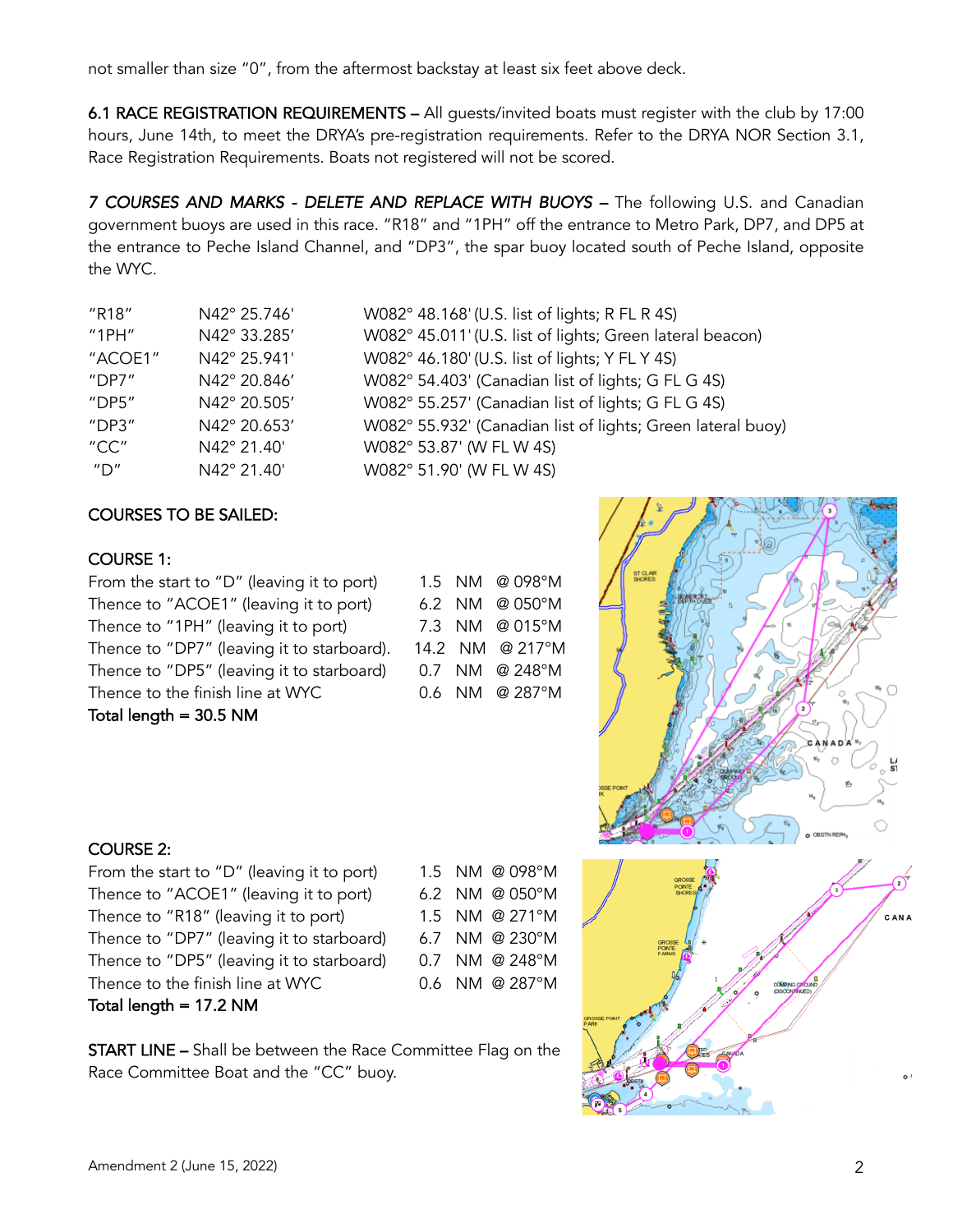not smaller than size "0", from the aftermost backstay at least six feet above deck.

**6.1 RACE REGISTRATION REQUIREMENTS –** All guests/invited boats must register with the club by 17:00 hours, June 14th, to meet the DRYA's pre-registration requirements. Refer to the DRYA NOR Section 3.1, Race Registration Requirements. Boats not registered will not be scored.

***7 COURSES AND MARKS - DELETE AND REPLACE WITH BUOYS –*** The following U.S. and Canadian government buoys are used in this race. "R18" and "1PH" off the entrance to Metro Park, DP7, and DP5 at the entrance to Peche Island Channel, and "DP3", the spar buoy located south of Peche Island, opposite the WYC.

| | | |
|---|---|---|
| "R18" | N42° 25.746' | W082° 48.168' (U.S. list of lights; R FL R 4S) |
| "1PH" | N42° 33.285' | W082° 45.011' (U.S. list of lights; Green lateral beacon) |
| "ACOE1" | N42° 25.941' | W082° 46.180' (U.S. list of lights; Y FL Y 4S) |
| "DP7" | N42° 20.846' | W082° 54.403' (Canadian list of lights; G FL G 4S) |
| "DP5" | N42° 20.505' | W082° 55.257' (Canadian list of lights; G FL G 4S) |
| "DP3" | N42° 20.653' | W082° 55.932' (Canadian list of lights; Green lateral buoy) |
| "CC" | N42° 21.40' | W082° 53.87' (W FL W 4S) |
| "D" | N42° 21.40' | W082° 51.90' (W FL W 4S) |

**COURSES TO BE SAILED:**

**COURSE 1:**

| | | |
|---|---|---|
| From the start to "D" (leaving it to port) | 1.5 NM | @ 098°M |
| Thence to "ACOE1" (leaving it to port) | 6.2 NM | @ 050°M |
| Thence to "1PH" (leaving it to port) | 7.3 NM | @ 015°M |
| Thence to "DP7" (leaving it to starboard). | 14.2 NM | @ 217°M |
| Thence to "DP5" (leaving it to starboard) | 0.7 NM | @ 248°M |
| Thence to the finish line at WYC | 0.6 NM | @ 287°M |

**Total length = 30.5 NM**

**COURSE 2:**

| | | |
|---|---|---|
| From the start to "D" (leaving it to port) | 1.5 NM | @ 098°M |
| Thence to "ACOE1" (leaving it to port) | 6.2 NM | @ 050°M |
| Thence to "R18" (leaving it to port) | 1.5 NM | @ 271°M |
| Thence to "DP7" (leaving it to starboard) | 6.7 NM | @ 230°M |
| Thence to "DP5" (leaving it to starboard) | 0.7 NM | @ 248°M |
| Thence to the finish line at WYC | 0.6 NM | @ 287°M |

**Total length = 17.2 NM**

**START LINE –** Shall be between the Race Committee Flag on the Race Committee Boat and the "CC" buoy.

Amendment 2 (June 15, 2022)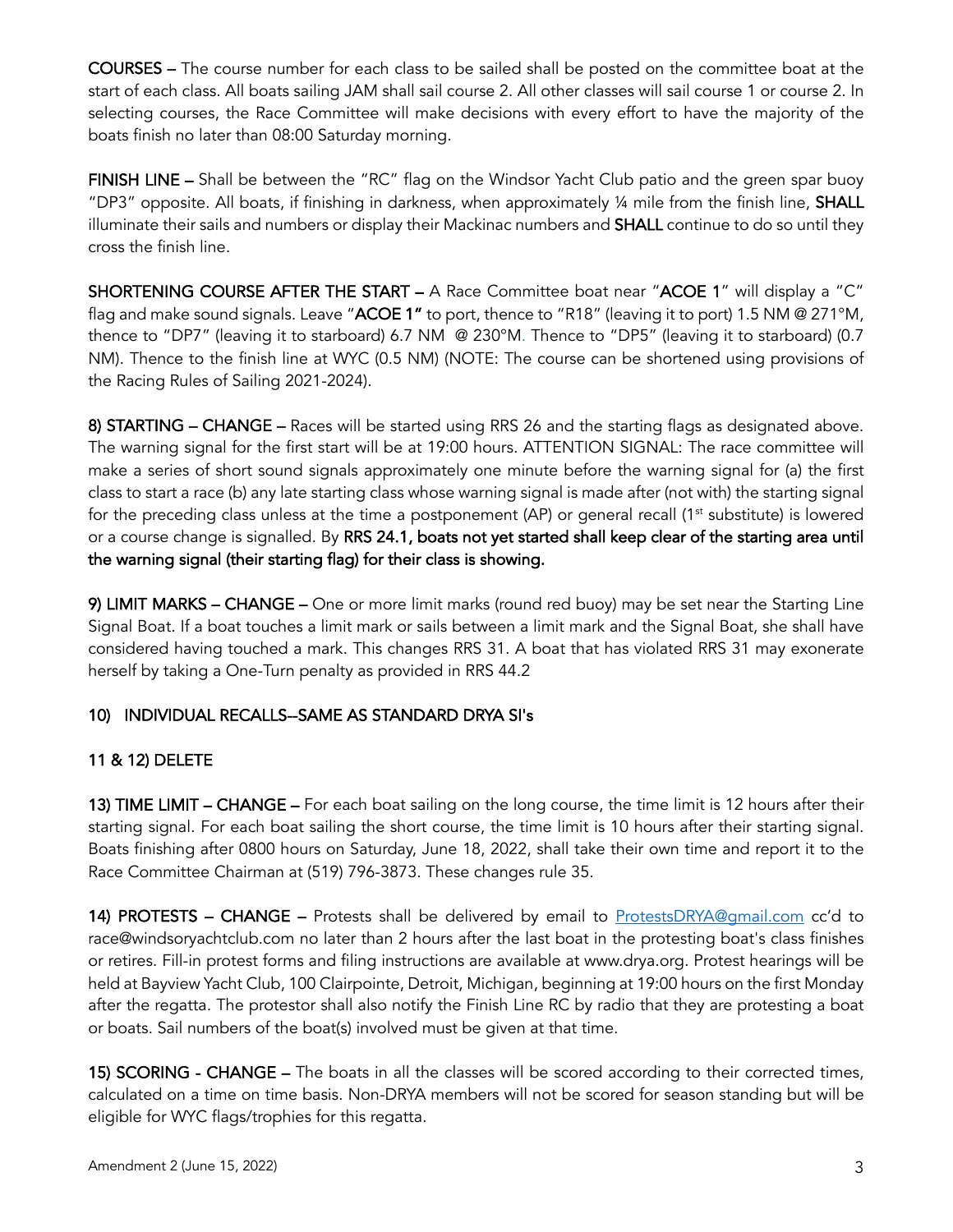**COURSES –** The course number for each class to be sailed shall be posted on the committee boat at the start of each class. All boats sailing JAM shall sail course 2. All other classes will sail course 1 or course 2. In selecting courses, the Race Committee will make decisions with every effort to have the majority of the boats finish no later than 08:00 Saturday morning.

**FINISH LINE –** Shall be between the "RC" flag on the Windsor Yacht Club patio and the green spar buoy "DP3" opposite. All boats, if finishing in darkness, when approximately ¼ mile from the finish line, **SHALL** illuminate their sails and numbers or display their Mackinac numbers and **SHALL** continue to do so until they cross the finish line.

**SHORTENING COURSE AFTER THE START –** A Race Committee boat near "**ACOE 1**" will display a "C" flag and make sound signals. Leave "**ACOE 1"** to port, thence to "R18" (leaving it to port) 1.5 NM @ 271°M, thence to "DP7" (leaving it to starboard) 6.7 NM @ 230°M. Thence to "DP5" (leaving it to starboard) (0.7 NM). Thence to the finish line at WYC (0.5 NM) (NOTE: The course can be shortened using provisions of the Racing Rules of Sailing 2021-2024).

**8) STARTING – CHANGE –** Races will be started using RRS 26 and the starting flags as designated above. The warning signal for the first start will be at 19:00 hours. ATTENTION SIGNAL: The race committee will make a series of short sound signals approximately one minute before the warning signal for (a) the first class to start a race (b) any late starting class whose warning signal is made after (not with) the starting signal for the preceding class unless at the time a postponement (AP) or general recall (1st substitute) is lowered or a course change is signalled. By **RRS 24.1, boats not yet started shall keep clear of the starting area until the warning signal (their starting flag) for their class is showing.**

**9) LIMIT MARKS – CHANGE –** One or more limit marks (round red buoy) may be set near the Starting Line Signal Boat. If a boat touches a limit mark or sails between a limit mark and the Signal Boat, she shall have considered having touched a mark. This changes RRS 31. A boat that has violated RRS 31 may exonerate herself by taking a One-Turn penalty as provided in RRS 44.2

**10) INDIVIDUAL RECALLS--SAME AS STANDARD DRYA SI's**

**11 & 12) DELETE**

**13) TIME LIMIT – CHANGE –** For each boat sailing on the long course, the time limit is 12 hours after their starting signal. For each boat sailing the short course, the time limit is 10 hours after their starting signal. Boats finishing after 0800 hours on Saturday, June 18, 2022, shall take their own time and report it to the Race Committee Chairman at (519) 796-3873. These changes rule 35.

**14) PROTESTS – CHANGE –** Protests shall be delivered by email to ProtestsDRYA@gmail.com cc'd to race@windsoryachtclub.com no later than 2 hours after the last boat in the protesting boat's class finishes or retires. Fill-in protest forms and filing instructions are available at www.drya.org. Protest hearings will be held at Bayview Yacht Club, 100 Clairpointe, Detroit, Michigan, beginning at 19:00 hours on the first Monday after the regatta. The protestor shall also notify the Finish Line RC by radio that they are protesting a boat or boats. Sail numbers of the boat(s) involved must be given at that time.

**15) SCORING - CHANGE –** The boats in all the classes will be scored according to their corrected times, calculated on a time on time basis. Non-DRYA members will not be scored for season standing but will be eligible for WYC flags/trophies for this regatta.

Amendment 2 (June 15, 2022)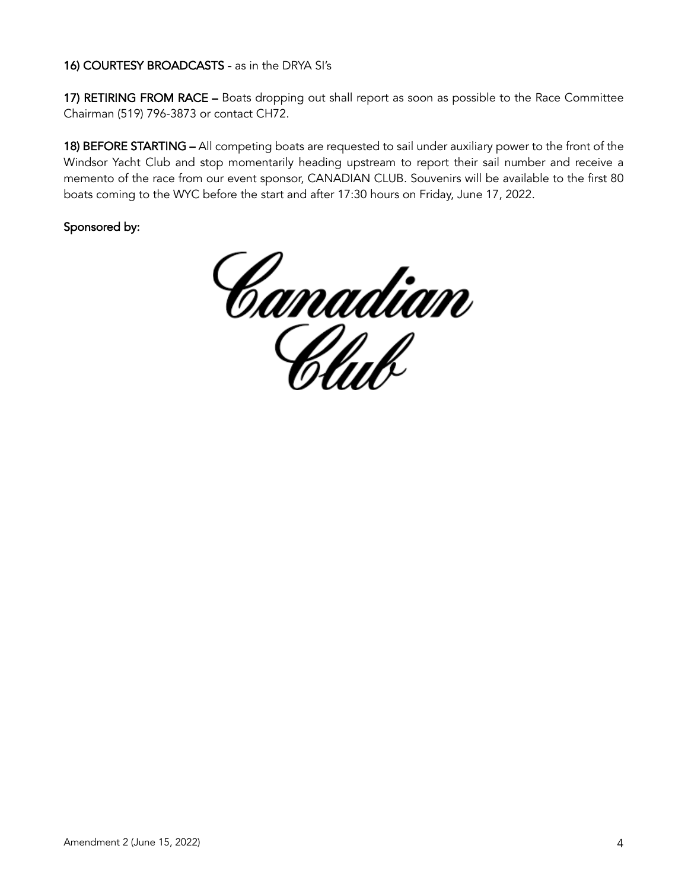**16) COURTESY BROADCASTS -** as in the DRYA SI's

**17) RETIRING FROM RACE –** Boats dropping out shall report as soon as possible to the Race Committee Chairman (519) 796-3873 or contact CH72.

**18) BEFORE STARTING –** All competing boats are requested to sail under auxiliary power to the front of the Windsor Yacht Club and stop momentarily heading upstream to report their sail number and receive a memento of the race from our event sponsor, CANADIAN CLUB. Souvenirs will be available to the first 80 boats coming to the WYC before the start and after 17:30 hours on Friday, June 17, 2022.

Sponsored by:

Canadian Club